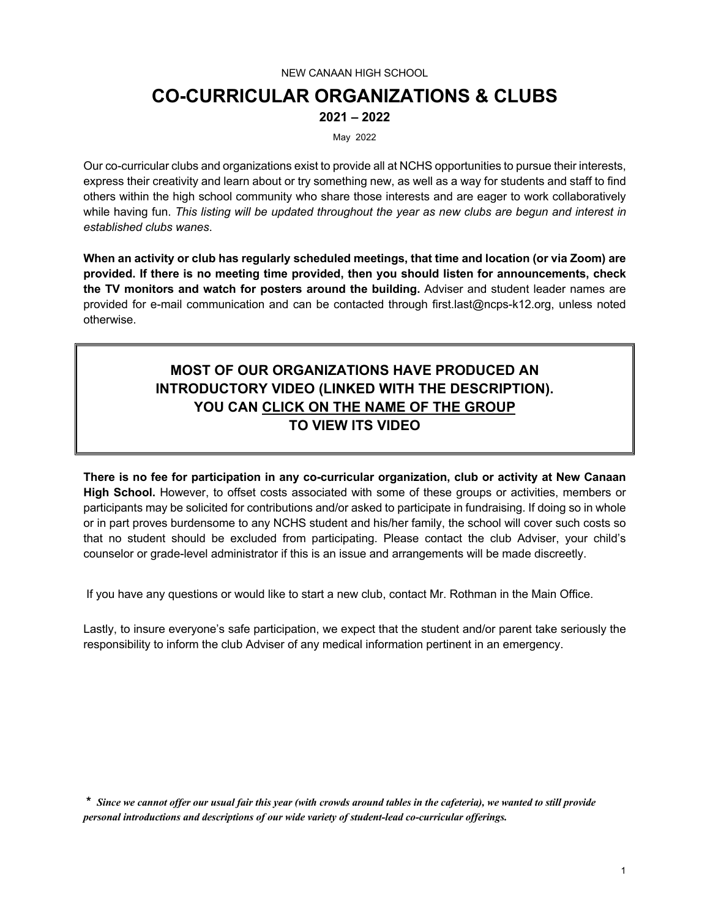NEW CANAAN HIGH SCHOOL

# CO-CURRICULAR ORGANIZATIONS & CLUBS

## 2021 – 2022

May 2022

Our co-curricular clubs and organizations exist to provide all at NCHS opportunities to pursue their interests, express their creativity and learn about or try something new, as well as a way for students and staff to find others within the high school community who share those interests and are eager to work collaboratively while having fun. *This listing will be updated throughout the year as new clubs are begun and interest in established clubs wanes.*

**When an activity or club has regularly scheduled meetings, that time and location (or via Zoom) are provided. If there is no meeting time provided, then you should listen for announcements, check the TV monitors and watch for posters around the building.** Adviser and student leader names are provided for e-mail communication and can be contacted through first.last@ncps-k12.org, unless noted otherwise.

**MOST OF OUR ORGANIZATIONS HAVE PRODUCED AN INTRODUCTORY VIDEO (LINKED WITH THE DESCRIPTION). YOU CAN <u>CLICK ON THE NAME OF THE GROUP</u> TO VIEW ITS VIDEO**

**There is no fee for participation in any co-curricular organization, club or activity at New Canaan High School.** However, to offset costs associated with some of these groups or activities, members or participants may be solicited for contributions and/or asked to participate in fundraising. If doing so in whole or in part proves burdensome to any NCHS student and his/her family, the school will cover such costs so that no student should be excluded from participating. Please contact the club Adviser, your child's counselor or grade-level administrator if this is an issue and arrangements will be made discreetly.

If you have any questions or would like to start a new club, contact Mr. Rothman in the Main Office.

Lastly, to insure everyone's safe participation, we expect that the student and/or parent take seriously the responsibility to inform the club Adviser of any medical information pertinent in an emergency.

\* ***Since we cannot offer our usual fair this year (with crowds around tables in the cafeteria), we wanted to still provide personal introductions and descriptions of our wide variety of student-lead co-curricular offerings.***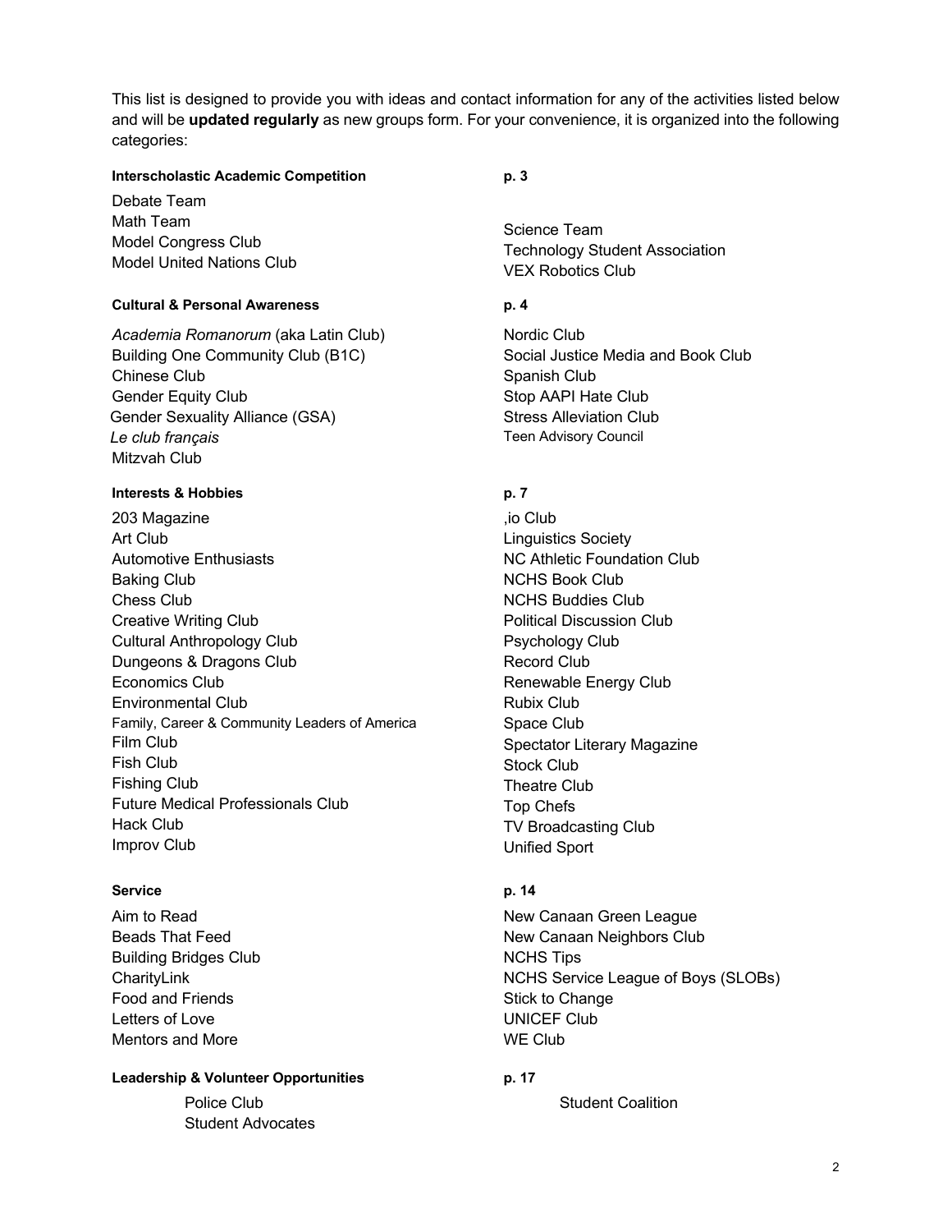This list is designed to provide you with ideas and contact information for any of the activities listed below and will be **updated regularly** as new groups form. For your convenience, it is organized into the following categories:

### Interscholastic Academic Competition — p. 3

- Debate Team
- Math Team
- Model Congress Club
- Model United Nations Club
- Science Team
- Technology Student Association
- VEX Robotics Club

### Cultural & Personal Awareness — p. 4

- *Academia Romanorum* (aka Latin Club)
- Building One Community Club (B1C)
- Chinese Club
- Gender Equity Club
- Gender Sexuality Alliance (GSA)
- *Le club français*
- Mitzvah Club
- Nordic Club
- Social Justice Media and Book Club
- Spanish Club
- Stop AAPI Hate Club
- Stress Alleviation Club
- Teen Advisory Council

### Interests & Hobbies — p. 7

- 203 Magazine
- Art Club
- Automotive Enthusiasts
- Baking Club
- Chess Club
- Creative Writing Club
- Cultural Anthropology Club
- Dungeons & Dragons Club
- Economics Club
- Environmental Club
- Family, Career & Community Leaders of America
- Film Club
- Fish Club
- Fishing Club
- Future Medical Professionals Club
- Hack Club
- Improv Club
- ,io Club
- Linguistics Society
- NC Athletic Foundation Club
- NCHS Book Club
- NCHS Buddies Club
- Political Discussion Club
- Psychology Club
- Record Club
- Renewable Energy Club
- Rubix Club
- Space Club
- Spectator Literary Magazine
- Stock Club
- Theatre Club
- Top Chefs
- TV Broadcasting Club
- Unified Sport

### Service — p. 14

- Aim to Read
- Beads That Feed
- Building Bridges Club
- CharityLink
- Food and Friends
- Letters of Love
- Mentors and More
- New Canaan Green League
- New Canaan Neighbors Club
- NCHS Tips
- NCHS Service League of Boys (SLOBs)
- Stick to Change
- UNICEF Club
- WE Club

### Leadership & Volunteer Opportunities — p. 17

- Police Club
- Student Advocates
- Student Coalition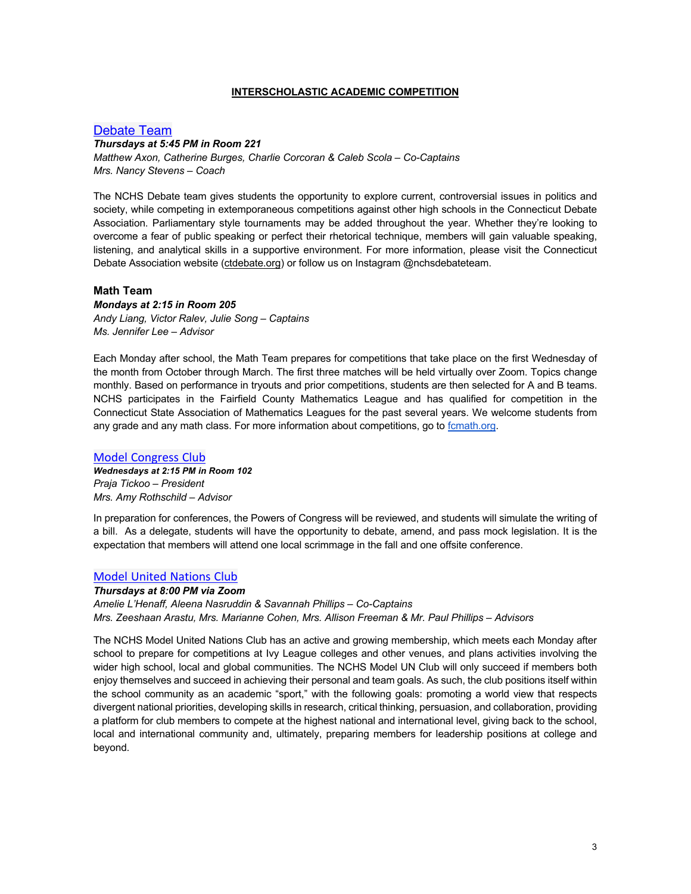# INTERSCHOLASTIC ACADEMIC COMPETITION

## Debate Team

***Thursdays at 5:45 PM in Room 221***
*Matthew Axon, Catherine Burges, Charlie Corcoran & Caleb Scola – Co-Captains*
*Mrs. Nancy Stevens – Coach*

The NCHS Debate team gives students the opportunity to explore current, controversial issues in politics and society, while competing in extemporaneous competitions against other high schools in the Connecticut Debate Association. Parliamentary style tournaments may be added throughout the year. Whether they're looking to overcome a fear of public speaking or perfect their rhetorical technique, members will gain valuable speaking, listening, and analytical skills in a supportive environment. For more information, please visit the Connecticut Debate Association website (ctdebate.org) or follow us on Instagram @nchsdebateteam.

## Math Team

***Mondays at 2:15 in Room 205***
*Andy Liang, Victor Ralev, Julie Song – Captains*
*Ms. Jennifer Lee – Advisor*

Each Monday after school, the Math Team prepares for competitions that take place on the first Wednesday of the month from October through March. The first three matches will be held virtually over Zoom. Topics change monthly. Based on performance in tryouts and prior competitions, students are then selected for A and B teams. NCHS participates in the Fairfield County Mathematics League and has qualified for competition in the Connecticut State Association of Mathematics Leagues for the past several years. We welcome students from any grade and any math class. For more information about competitions, go to fcmath.org.

## Model Congress Club

***Wednesdays at 2:15 PM in Room 102***
*Praja Tickoo – President*
*Mrs. Amy Rothschild – Advisor*

In preparation for conferences, the Powers of Congress will be reviewed, and students will simulate the writing of a bill. As a delegate, students will have the opportunity to debate, amend, and pass mock legislation. It is the expectation that members will attend one local scrimmage in the fall and one offsite conference.

## Model United Nations Club

***Thursdays at 8:00 PM via Zoom***
*Amelie L'Henaff, Aleena Nasruddin & Savannah Phillips – Co-Captains*
*Mrs. Zeeshaan Arastu, Mrs. Marianne Cohen, Mrs. Allison Freeman & Mr. Paul Phillips – Advisors*

The NCHS Model United Nations Club has an active and growing membership, which meets each Monday after school to prepare for competitions at Ivy League colleges and other venues, and plans activities involving the wider high school, local and global communities. The NCHS Model UN Club will only succeed if members both enjoy themselves and succeed in achieving their personal and team goals. As such, the club positions itself within the school community as an academic "sport," with the following goals: promoting a world view that respects divergent national priorities, developing skills in research, critical thinking, persuasion, and collaboration, providing a platform for club members to compete at the highest national and international level, giving back to the school, local and international community and, ultimately, preparing members for leadership positions at college and beyond.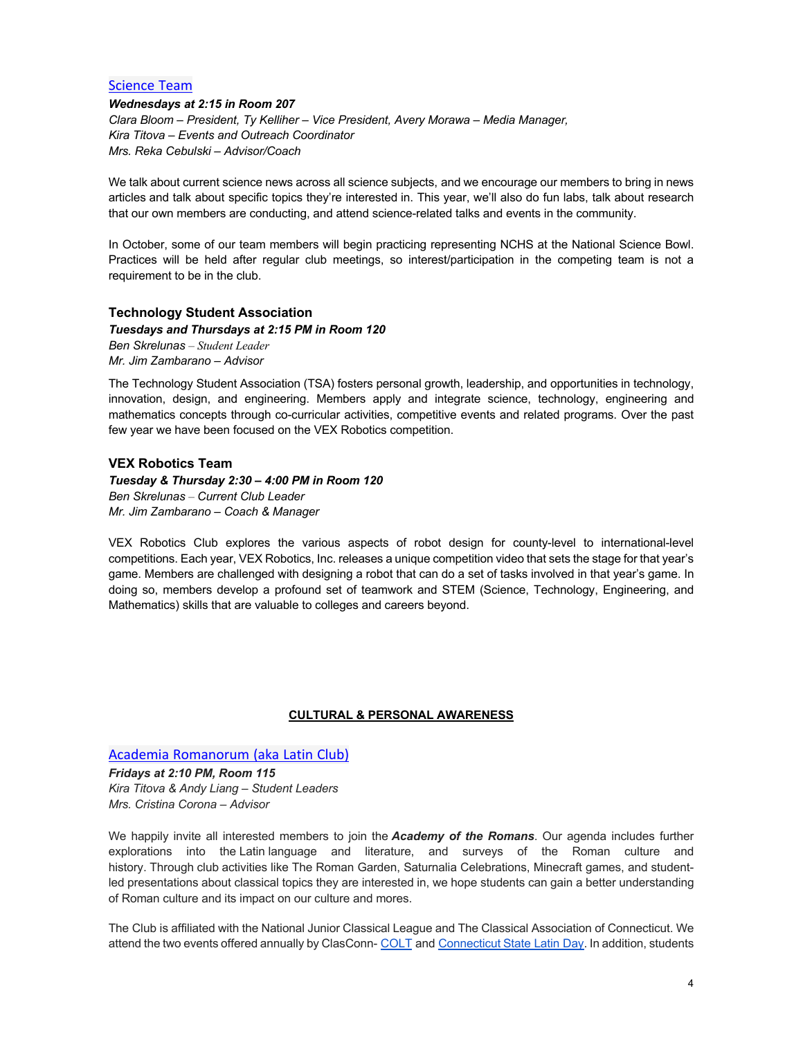### Science Team

***Wednesdays at 2:15 in Room 207***
*Clara Bloom – President, Ty Kelliher – Vice President, Avery Morawa – Media Manager,*
*Kira Titova – Events and Outreach Coordinator*
*Mrs. Reka Cebulski – Advisor/Coach*

We talk about current science news across all science subjects, and we encourage our members to bring in news articles and talk about specific topics they're interested in. This year, we'll also do fun labs, talk about research that our own members are conducting, and attend science-related talks and events in the community.

In October, some of our team members will begin practicing representing NCHS at the National Science Bowl. Practices will be held after regular club meetings, so interest/participation in the competing team is not a requirement to be in the club.

### Technology Student Association

***Tuesdays and Thursdays at 2:15 PM in Room 120***
*Ben Skrelunas – Student Leader*
*Mr. Jim Zambarano – Advisor*

The Technology Student Association (TSA) fosters personal growth, leadership, and opportunities in technology, innovation, design, and engineering. Members apply and integrate science, technology, engineering and mathematics concepts through co-curricular activities, competitive events and related programs. Over the past few year we have been focused on the VEX Robotics competition.

### VEX Robotics Team

***Tuesday & Thursday 2:30 – 4:00 PM in Room 120***
*Ben Skrelunas – Current Club Leader*
*Mr. Jim Zambarano – Coach & Manager*

VEX Robotics Club explores the various aspects of robot design for county-level to international-level competitions. Each year, VEX Robotics, Inc. releases a unique competition video that sets the stage for that year's game. Members are challenged with designing a robot that can do a set of tasks involved in that year's game. In doing so, members develop a profound set of teamwork and STEM (Science, Technology, Engineering, and Mathematics) skills that are valuable to colleges and careers beyond.

## CULTURAL & PERSONAL AWARENESS

### Academia Romanorum (aka Latin Club)

***Fridays at 2:10 PM, Room 115***
*Kira Titova & Andy Liang – Student Leaders*
*Mrs. Cristina Corona – Advisor*

We happily invite all interested members to join the ***Academy of the Romans***. Our agenda includes further explorations into the Latin language and literature, and surveys of the Roman culture and history. Through club activities like The Roman Garden, Saturnalia Celebrations, Minecraft games, and student-led presentations about classical topics they are interested in, we hope students can gain a better understanding of Roman culture and its impact on our culture and mores.

The Club is affiliated with the National Junior Classical League and The Classical Association of Connecticut. We attend the two events offered annually by ClasConn- COLT and Connecticut State Latin Day. In addition, students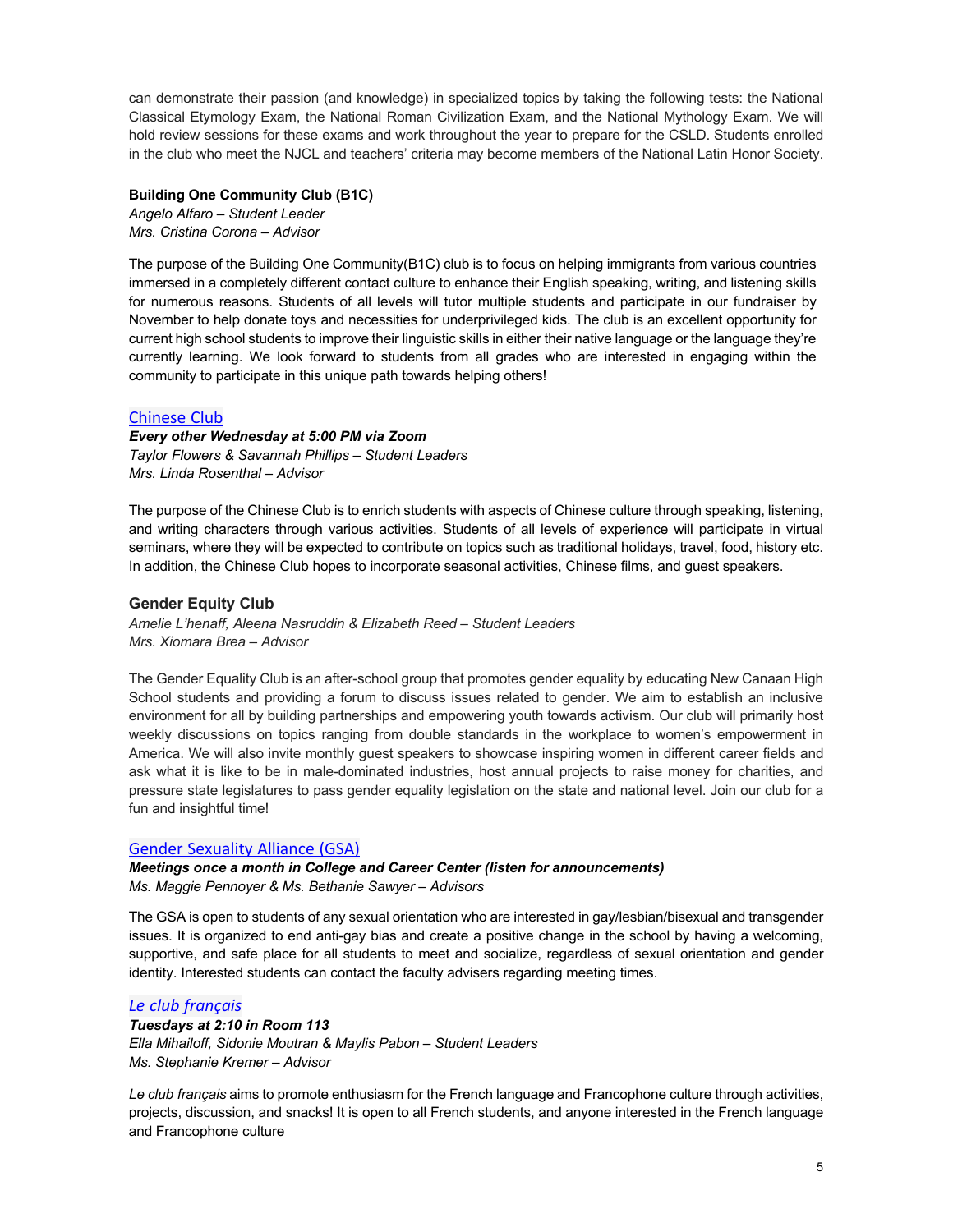can demonstrate their passion (and knowledge) in specialized topics by taking the following tests: the National Classical Etymology Exam, the National Roman Civilization Exam, and the National Mythology Exam. We will hold review sessions for these exams and work throughout the year to prepare for the CSLD. Students enrolled in the club who meet the NJCL and teachers' criteria may become members of the National Latin Honor Society.

**Building One Community Club (B1C)**
*Angelo Alfaro – Student Leader*
*Mrs. Cristina Corona – Advisor*

The purpose of the Building One Community(B1C) club is to focus on helping immigrants from various countries immersed in a completely different contact culture to enhance their English speaking, writing, and listening skills for numerous reasons. Students of all levels will tutor multiple students and participate in our fundraiser by November to help donate toys and necessities for underprivileged kids. The club is an excellent opportunity for current high school students to improve their linguistic skills in either their native language or the language they're currently learning. We look forward to students from all grades who are interested in engaging within the community to participate in this unique path towards helping others!

### Chinese Club

***Every other Wednesday at 5:00 PM via Zoom***
*Taylor Flowers & Savannah Phillips – Student Leaders*
*Mrs. Linda Rosenthal – Advisor*

The purpose of the Chinese Club is to enrich students with aspects of Chinese culture through speaking, listening, and writing characters through various activities. Students of all levels of experience will participate in virtual seminars, where they will be expected to contribute on topics such as traditional holidays, travel, food, history etc. In addition, the Chinese Club hopes to incorporate seasonal activities, Chinese films, and guest speakers.

### Gender Equity Club

*Amelie L'henaff, Aleena Nasruddin & Elizabeth Reed – Student Leaders*
*Mrs. Xiomara Brea – Advisor*

The Gender Equality Club is an after-school group that promotes gender equality by educating New Canaan High School students and providing a forum to discuss issues related to gender. We aim to establish an inclusive environment for all by building partnerships and empowering youth towards activism. Our club will primarily host weekly discussions on topics ranging from double standards in the workplace to women's empowerment in America. We will also invite monthly guest speakers to showcase inspiring women in different career fields and ask what it is like to be in male-dominated industries, host annual projects to raise money for charities, and pressure state legislatures to pass gender equality legislation on the state and national level. Join our club for a fun and insightful time!

### Gender Sexuality Alliance (GSA)

***Meetings once a month in College and Career Center (listen for announcements)***
*Ms. Maggie Pennoyer & Ms. Bethanie Sawyer – Advisors*

The GSA is open to students of any sexual orientation who are interested in gay/lesbian/bisexual and transgender issues. It is organized to end anti-gay bias and create a positive change in the school by having a welcoming, supportive, and safe place for all students to meet and socialize, regardless of sexual orientation and gender identity. Interested students can contact the faculty advisers regarding meeting times.

### *Le club français*

***Tuesdays at 2:10 in Room 113***
*Ella Mihailoff, Sidonie Moutran & Maylis Pabon – Student Leaders*
*Ms. Stephanie Kremer – Advisor*

*Le club français* aims to promote enthusiasm for the French language and Francophone culture through activities, projects, discussion, and snacks! It is open to all French students, and anyone interested in the French language and Francophone culture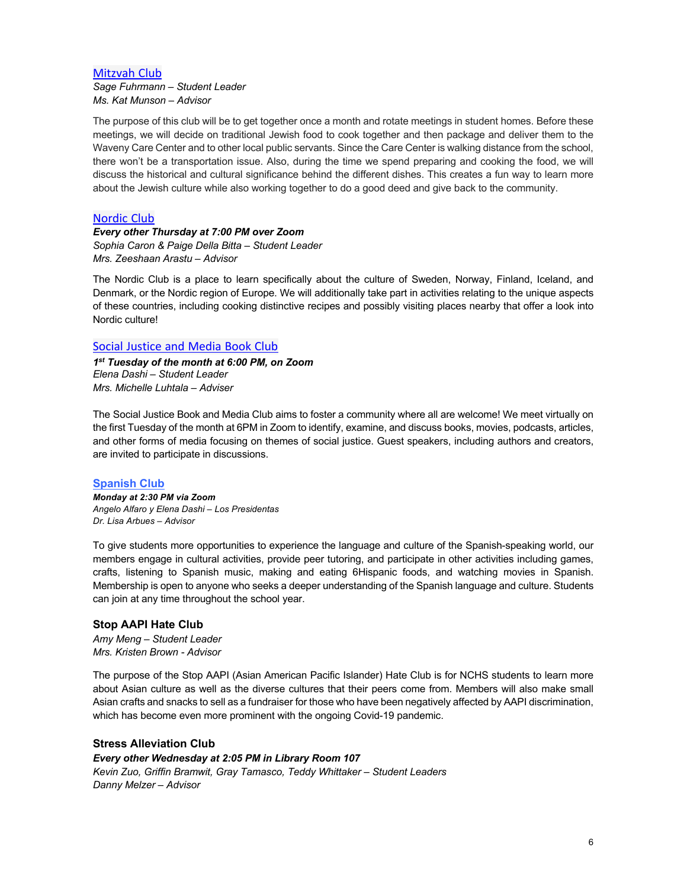## Mitzvah Club

*Sage Fuhrmann – Student Leader*
*Ms. Kat Munson – Advisor*

The purpose of this club will be to get together once a month and rotate meetings in student homes. Before these meetings, we will decide on traditional Jewish food to cook together and then package and deliver them to the Waveny Care Center and to other local public servants. Since the Care Center is walking distance from the school, there won't be a transportation issue. Also, during the time we spend preparing and cooking the food, we will discuss the historical and cultural significance behind the different dishes. This creates a fun way to learn more about the Jewish culture while also working together to do a good deed and give back to the community.

## Nordic Club

***Every other Thursday at 7:00 PM over Zoom***
*Sophia Caron & Paige Della Bitta – Student Leader*
*Mrs. Zeeshaan Arastu – Advisor*

The Nordic Club is a place to learn specifically about the culture of Sweden, Norway, Finland, Iceland, and Denmark, or the Nordic region of Europe. We will additionally take part in activities relating to the unique aspects of these countries, including cooking distinctive recipes and possibly visiting places nearby that offer a look into Nordic culture!

## Social Justice and Media Book Club

***1st Tuesday of the month at 6:00 PM, on Zoom***
*Elena Dashi – Student Leader*
*Mrs. Michelle Luhtala – Adviser*

The Social Justice Book and Media Club aims to foster a community where all are welcome! We meet virtually on the first Tuesday of the month at 6PM in Zoom to identify, examine, and discuss books, movies, podcasts, articles, and other forms of media focusing on themes of social justice. Guest speakers, including authors and creators, are invited to participate in discussions.

## Spanish Club

***Monday at 2:30 PM via Zoom***
*Angelo Alfaro y Elena Dashi – Los Presidentas*
*Dr. Lisa Arbues – Advisor*

To give students more opportunities to experience the language and culture of the Spanish-speaking world, our members engage in cultural activities, provide peer tutoring, and participate in other activities including games, crafts, listening to Spanish music, making and eating 6Hispanic foods, and watching movies in Spanish. Membership is open to anyone who seeks a deeper understanding of the Spanish language and culture. Students can join at any time throughout the school year.

## Stop AAPI Hate Club

*Amy Meng – Student Leader*
*Mrs. Kristen Brown - Advisor*

The purpose of the Stop AAPI (Asian American Pacific Islander) Hate Club is for NCHS students to learn more about Asian culture as well as the diverse cultures that their peers come from. Members will also make small Asian crafts and snacks to sell as a fundraiser for those who have been negatively affected by AAPI discrimination, which has become even more prominent with the ongoing Covid-19 pandemic.

## Stress Alleviation Club

***Every other Wednesday at 2:05 PM in Library Room 107***
*Kevin Zuo, Griffin Bramwit, Gray Tamasco, Teddy Whittaker – Student Leaders*
*Danny Melzer – Advisor*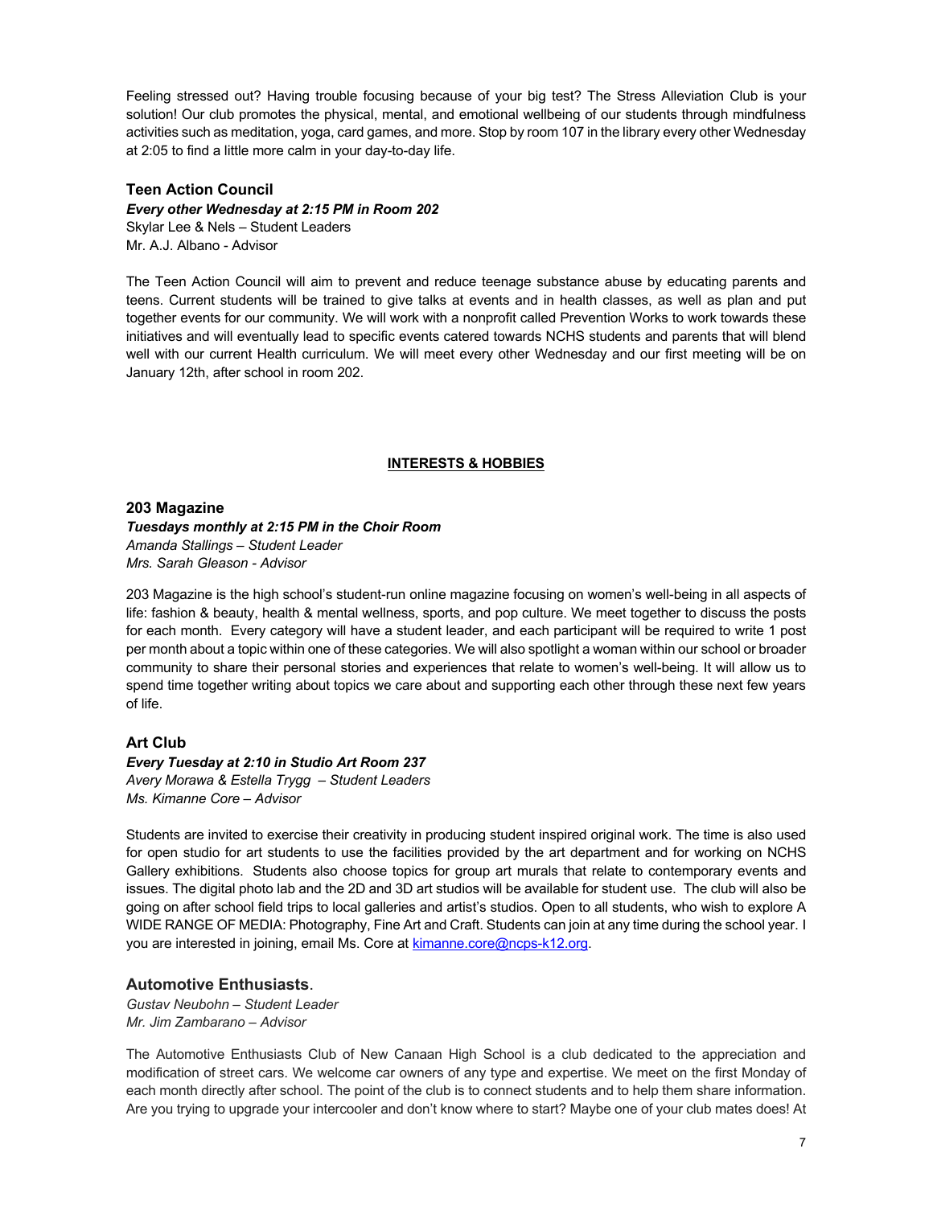Feeling stressed out? Having trouble focusing because of your big test? The Stress Alleviation Club is your solution! Our club promotes the physical, mental, and emotional wellbeing of our students through mindfulness activities such as meditation, yoga, card games, and more. Stop by room 107 in the library every other Wednesday at 2:05 to find a little more calm in your day-to-day life.

### Teen Action Council

***Every other Wednesday at 2:15 PM in Room 202***
Skylar Lee & Nels – Student Leaders
Mr. A.J. Albano - Advisor

The Teen Action Council will aim to prevent and reduce teenage substance abuse by educating parents and teens. Current students will be trained to give talks at events and in health classes, as well as plan and put together events for our community. We will work with a nonprofit called Prevention Works to work towards these initiatives and will eventually lead to specific events catered towards NCHS students and parents that will blend well with our current Health curriculum. We will meet every other Wednesday and our first meeting will be on January 12th, after school in room 202.

## INTERESTS & HOBBIES

### 203 Magazine

***Tuesdays monthly at 2:15 PM in the Choir Room***
*Amanda Stallings – Student Leader*
*Mrs. Sarah Gleason - Advisor*

203 Magazine is the high school's student-run online magazine focusing on women's well-being in all aspects of life: fashion & beauty, health & mental wellness, sports, and pop culture. We meet together to discuss the posts for each month. Every category will have a student leader, and each participant will be required to write 1 post per month about a topic within one of these categories. We will also spotlight a woman within our school or broader community to share their personal stories and experiences that relate to women's well-being. It will allow us to spend time together writing about topics we care about and supporting each other through these next few years of life.

### Art Club

***Every Tuesday at 2:10 in Studio Art Room 237***
*Avery Morawa & Estella Trygg – Student Leaders*
*Ms. Kimanne Core – Advisor*

Students are invited to exercise their creativity in producing student inspired original work. The time is also used for open studio for art students to use the facilities provided by the art department and for working on NCHS Gallery exhibitions. Students also choose topics for group art murals that relate to contemporary events and issues. The digital photo lab and the 2D and 3D art studios will be available for student use. The club will also be going on after school field trips to local galleries and artist's studios. Open to all students, who wish to explore A WIDE RANGE OF MEDIA: Photography, Fine Art and Craft. Students can join at any time during the school year. I you are interested in joining, email Ms. Core at kimanne.core@ncps-k12.org.

### Automotive Enthusiasts.

*Gustav Neubohn – Student Leader*
*Mr. Jim Zambarano – Advisor*

The Automotive Enthusiasts Club of New Canaan High School is a club dedicated to the appreciation and modification of street cars. We welcome car owners of any type and expertise. We meet on the first Monday of each month directly after school. The point of the club is to connect students and to help them share information. Are you trying to upgrade your intercooler and don't know where to start? Maybe one of your club mates does! At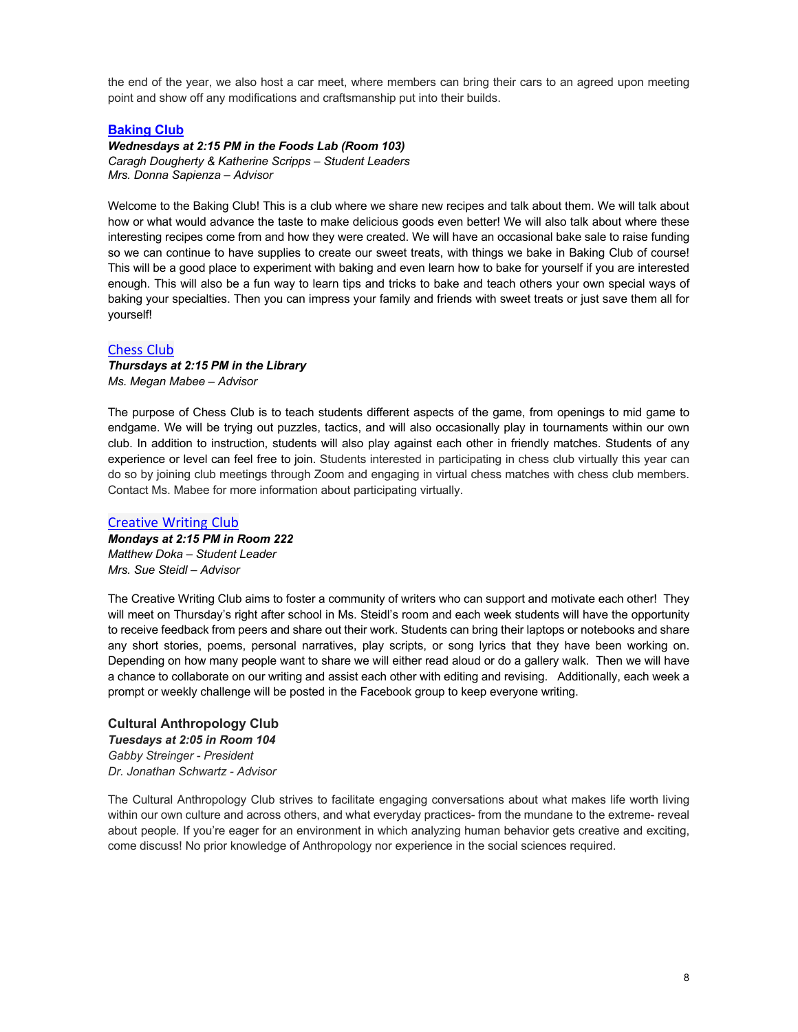the end of the year, we also host a car meet, where members can bring their cars to an agreed upon meeting point and show off any modifications and craftsmanship put into their builds.

## Baking Club

***Wednesdays at 2:15 PM in the Foods Lab (Room 103)***
*Caragh Dougherty & Katherine Scripps – Student Leaders*
*Mrs. Donna Sapienza – Advisor*

Welcome to the Baking Club! This is a club where we share new recipes and talk about them. We will talk about how or what would advance the taste to make delicious goods even better! We will also talk about where these interesting recipes come from and how they were created. We will have an occasional bake sale to raise funding so we can continue to have supplies to create our sweet treats, with things we bake in Baking Club of course! This will be a good place to experiment with baking and even learn how to bake for yourself if you are interested enough. This will also be a fun way to learn tips and tricks to bake and teach others your own special ways of baking your specialties. Then you can impress your family and friends with sweet treats or just save them all for yourself!

## Chess Club

***Thursdays at 2:15 PM in the Library***
*Ms. Megan Mabee – Advisor*

The purpose of Chess Club is to teach students different aspects of the game, from openings to mid game to endgame. We will be trying out puzzles, tactics, and will also occasionally play in tournaments within our own club. In addition to instruction, students will also play against each other in friendly matches. Students of any experience or level can feel free to join. Students interested in participating in chess club virtually this year can do so by joining club meetings through Zoom and engaging in virtual chess matches with chess club members. Contact Ms. Mabee for more information about participating virtually.

## Creative Writing Club

***Mondays at 2:15 PM in Room 222***
*Matthew Doka – Student Leader*
*Mrs. Sue Steidl – Advisor*

The Creative Writing Club aims to foster a community of writers who can support and motivate each other! They will meet on Thursday's right after school in Ms. Steidl's room and each week students will have the opportunity to receive feedback from peers and share out their work. Students can bring their laptops or notebooks and share any short stories, poems, personal narratives, play scripts, or song lyrics that they have been working on. Depending on how many people want to share we will either read aloud or do a gallery walk. Then we will have a chance to collaborate on our writing and assist each other with editing and revising. Additionally, each week a prompt or weekly challenge will be posted in the Facebook group to keep everyone writing.

## Cultural Anthropology Club

***Tuesdays at 2:05 in Room 104***
*Gabby Streinger - President*
*Dr. Jonathan Schwartz - Advisor*

The Cultural Anthropology Club strives to facilitate engaging conversations about what makes life worth living within our own culture and across others, and what everyday practices- from the mundane to the extreme- reveal about people. If you're eager for an environment in which analyzing human behavior gets creative and exciting, come discuss! No prior knowledge of Anthropology nor experience in the social sciences required.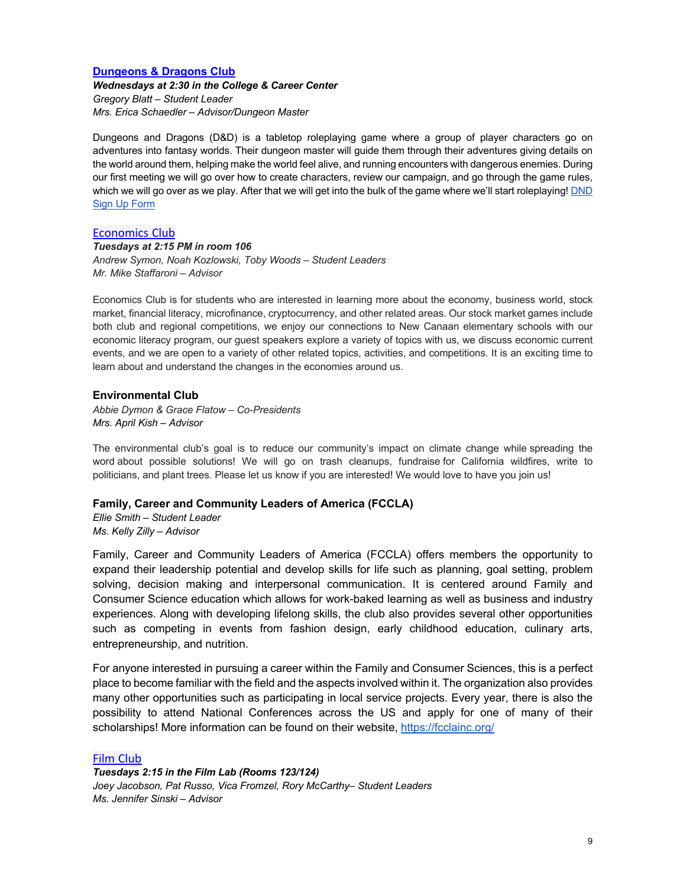### Dungeons & Dragons Club

***Wednesdays at 2:30 in the College & Career Center***
*Gregory Blatt – Student Leader*
*Mrs. Erica Schaedler – Advisor/Dungeon Master*

Dungeons and Dragons (D&D) is a tabletop roleplaying game where a group of player characters go on adventures into fantasy worlds. Their dungeon master will guide them through their adventures giving details on the world around them, helping make the world feel alive, and running encounters with dangerous enemies. During our first meeting we will go over how to create characters, review our campaign, and go through the game rules, which we will go over as we play. After that we will get into the bulk of the game where we'll start roleplaying! DND Sign Up Form

### Economics Club

***Tuesdays at 2:15 PM in room 106***
*Andrew Symon, Noah Kozlowski, Toby Woods – Student Leaders*
*Mr. Mike Staffaroni – Advisor*

Economics Club is for students who are interested in learning more about the economy, business world, stock market, financial literacy, microfinance, cryptocurrency, and other related areas. Our stock market games include both club and regional competitions, we enjoy our connections to New Canaan elementary schools with our economic literacy program, our guest speakers explore a variety of topics with us, we discuss economic current events, and we are open to a variety of other related topics, activities, and competitions. It is an exciting time to learn about and understand the changes in the economies around us.

### Environmental Club

*Abbie Dymon & Grace Flatow – Co-Presidents*
*Mrs. April Kish – Advisor*

The environmental club's goal is to reduce our community's impact on climate change while spreading the word about possible solutions! We will go on trash cleanups, fundraise for California wildfires, write to politicians, and plant trees. Please let us know if you are interested! We would love to have you join us!

### Family, Career and Community Leaders of America (FCCLA)

*Ellie Smith – Student Leader*
*Ms. Kelly Zilly – Advisor*

Family, Career and Community Leaders of America (FCCLA) offers members the opportunity to expand their leadership potential and develop skills for life such as planning, goal setting, problem solving, decision making and interpersonal communication. It is centered around Family and Consumer Science education which allows for work-baked learning as well as business and industry experiences. Along with developing lifelong skills, the club also provides several other opportunities such as competing in events from fashion design, early childhood education, culinary arts, entrepreneurship, and nutrition.

For anyone interested in pursuing a career within the Family and Consumer Sciences, this is a perfect place to become familiar with the field and the aspects involved within it. The organization also provides many other opportunities such as participating in local service projects. Every year, there is also the possibility to attend National Conferences across the US and apply for one of many of their scholarships! More information can be found on their website, https://fcclainc.org/

### Film Club

***Tuesdays 2:15 in the Film Lab (Rooms 123/124)***
*Joey Jacobson, Pat Russo, Vica Fromzel, Rory McCarthy– Student Leaders*
*Ms. Jennifer Sinski – Advisor*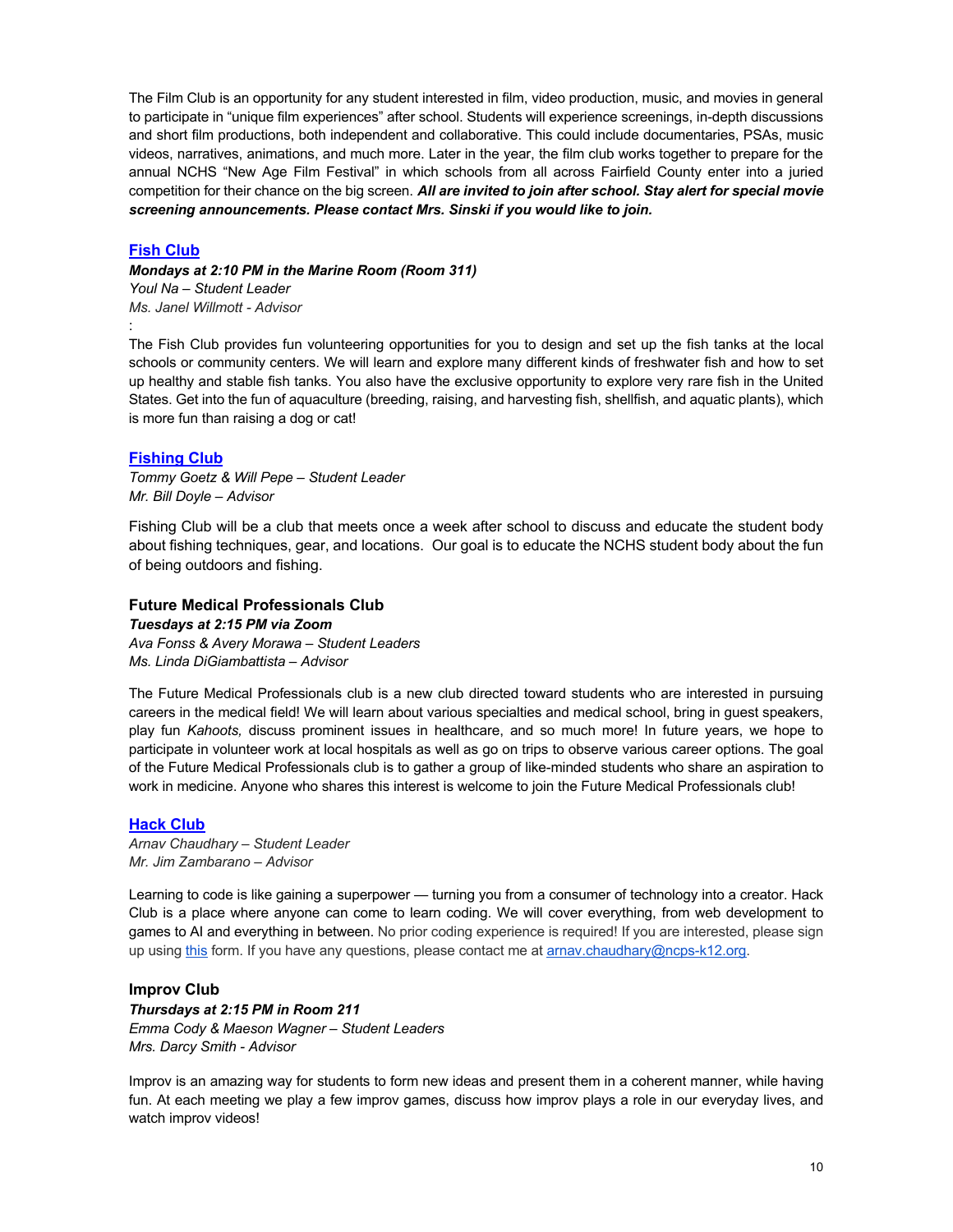The Film Club is an opportunity for any student interested in film, video production, music, and movies in general to participate in "unique film experiences" after school. Students will experience screenings, in-depth discussions and short film productions, both independent and collaborative. This could include documentaries, PSAs, music videos, narratives, animations, and much more. Later in the year, the film club works together to prepare for the annual NCHS "New Age Film Festival" in which schools from all across Fairfield County enter into a juried competition for their chance on the big screen. ***All are invited to join after school. Stay alert for special movie screening announcements. Please contact Mrs. Sinski if you would like to join.***

### Fish Club

***Mondays at 2:10 PM in the Marine Room (Room 311)***
*Youl Na – Student Leader*
*Ms. Janel Willmott - Advisor*
:

The Fish Club provides fun volunteering opportunities for you to design and set up the fish tanks at the local schools or community centers. We will learn and explore many different kinds of freshwater fish and how to set up healthy and stable fish tanks. You also have the exclusive opportunity to explore very rare fish in the United States. Get into the fun of aquaculture (breeding, raising, and harvesting fish, shellfish, and aquatic plants), which is more fun than raising a dog or cat!

### Fishing Club

*Tommy Goetz & Will Pepe – Student Leader*
*Mr. Bill Doyle – Advisor*

Fishing Club will be a club that meets once a week after school to discuss and educate the student body about fishing techniques, gear, and locations. Our goal is to educate the NCHS student body about the fun of being outdoors and fishing.

### Future Medical Professionals Club

***Tuesdays at 2:15 PM via Zoom***
*Ava Fonss & Avery Morawa – Student Leaders*
*Ms. Linda DiGiambattista – Advisor*

The Future Medical Professionals club is a new club directed toward students who are interested in pursuing careers in the medical field! We will learn about various specialties and medical school, bring in guest speakers, play fun *Kahoots,* discuss prominent issues in healthcare, and so much more! In future years, we hope to participate in volunteer work at local hospitals as well as go on trips to observe various career options. The goal of the Future Medical Professionals club is to gather a group of like-minded students who share an aspiration to work in medicine. Anyone who shares this interest is welcome to join the Future Medical Professionals club!

### Hack Club

*Arnav Chaudhary – Student Leader*
*Mr. Jim Zambarano – Advisor*

Learning to code is like gaining a superpower — turning you from a consumer of technology into a creator. Hack Club is a place where anyone can come to learn coding. We will cover everything, from web development to games to AI and everything in between. No prior coding experience is required! If you are interested, please sign up using this form. If you have any questions, please contact me at arnav.chaudhary@ncps-k12.org.

### Improv Club

***Thursdays at 2:15 PM in Room 211***
*Emma Cody & Maeson Wagner – Student Leaders*
*Mrs. Darcy Smith - Advisor*

Improv is an amazing way for students to form new ideas and present them in a coherent manner, while having fun. At each meeting we play a few improv games, discuss how improv plays a role in our everyday lives, and watch improv videos!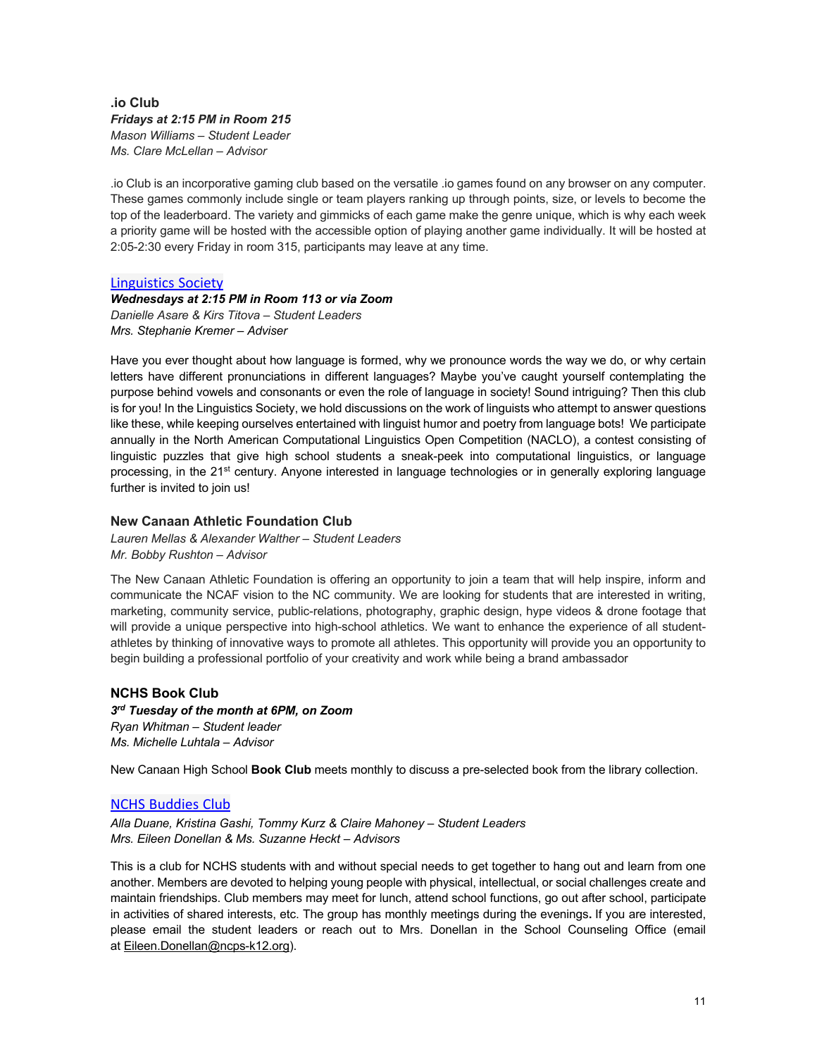### .io Club

***Fridays at 2:15 PM in Room 215***
*Mason Williams – Student Leader*
*Ms. Clare McLellan – Advisor*

.io Club is an incorporative gaming club based on the versatile .io games found on any browser on any computer. These games commonly include single or team players ranking up through points, size, or levels to become the top of the leaderboard. The variety and gimmicks of each game make the genre unique, which is why each week a priority game will be hosted with the accessible option of playing another game individually. It will be hosted at 2:05-2:30 every Friday in room 315, participants may leave at any time.

### Linguistics Society

***Wednesdays at 2:15 PM in Room 113 or via Zoom***
*Danielle Asare & Kirs Titova – Student Leaders*
*Mrs. Stephanie Kremer – Adviser*

Have you ever thought about how language is formed, why we pronounce words the way we do, or why certain letters have different pronunciations in different languages? Maybe you've caught yourself contemplating the purpose behind vowels and consonants or even the role of language in society! Sound intriguing? Then this club is for you! In the Linguistics Society, we hold discussions on the work of linguists who attempt to answer questions like these, while keeping ourselves entertained with linguist humor and poetry from language bots! We participate annually in the North American Computational Linguistics Open Competition (NACLO), a contest consisting of linguistic puzzles that give high school students a sneak-peek into computational linguistics, or language processing, in the 21st century. Anyone interested in language technologies or in generally exploring language further is invited to join us!

### New Canaan Athletic Foundation Club

*Lauren Mellas & Alexander Walther – Student Leaders*
*Mr. Bobby Rushton – Advisor*

The New Canaan Athletic Foundation is offering an opportunity to join a team that will help inspire, inform and communicate the NCAF vision to the NC community. We are looking for students that are interested in writing, marketing, community service, public-relations, photography, graphic design, hype videos & drone footage that will provide a unique perspective into high-school athletics. We want to enhance the experience of all student-athletes by thinking of innovative ways to promote all athletes. This opportunity will provide you an opportunity to begin building a professional portfolio of your creativity and work while being a brand ambassador

### NCHS Book Club

***3rd Tuesday of the month at 6PM, on Zoom***
*Ryan Whitman – Student leader*
*Ms. Michelle Luhtala – Advisor*

New Canaan High School **Book Club** meets monthly to discuss a pre-selected book from the library collection.

### NCHS Buddies Club

*Alla Duane, Kristina Gashi, Tommy Kurz & Claire Mahoney – Student Leaders*
*Mrs. Eileen Donellan & Ms. Suzanne Heckt – Advisors*

This is a club for NCHS students with and without special needs to get together to hang out and learn from one another. Members are devoted to helping young people with physical, intellectual, or social challenges create and maintain friendships. Club members may meet for lunch, attend school functions, go out after school, participate in activities of shared interests, etc. The group has monthly meetings during the evenings**.** If you are interested, please email the student leaders or reach out to Mrs. Donellan in the School Counseling Office (email at Eileen.Donellan@ncps-k12.org).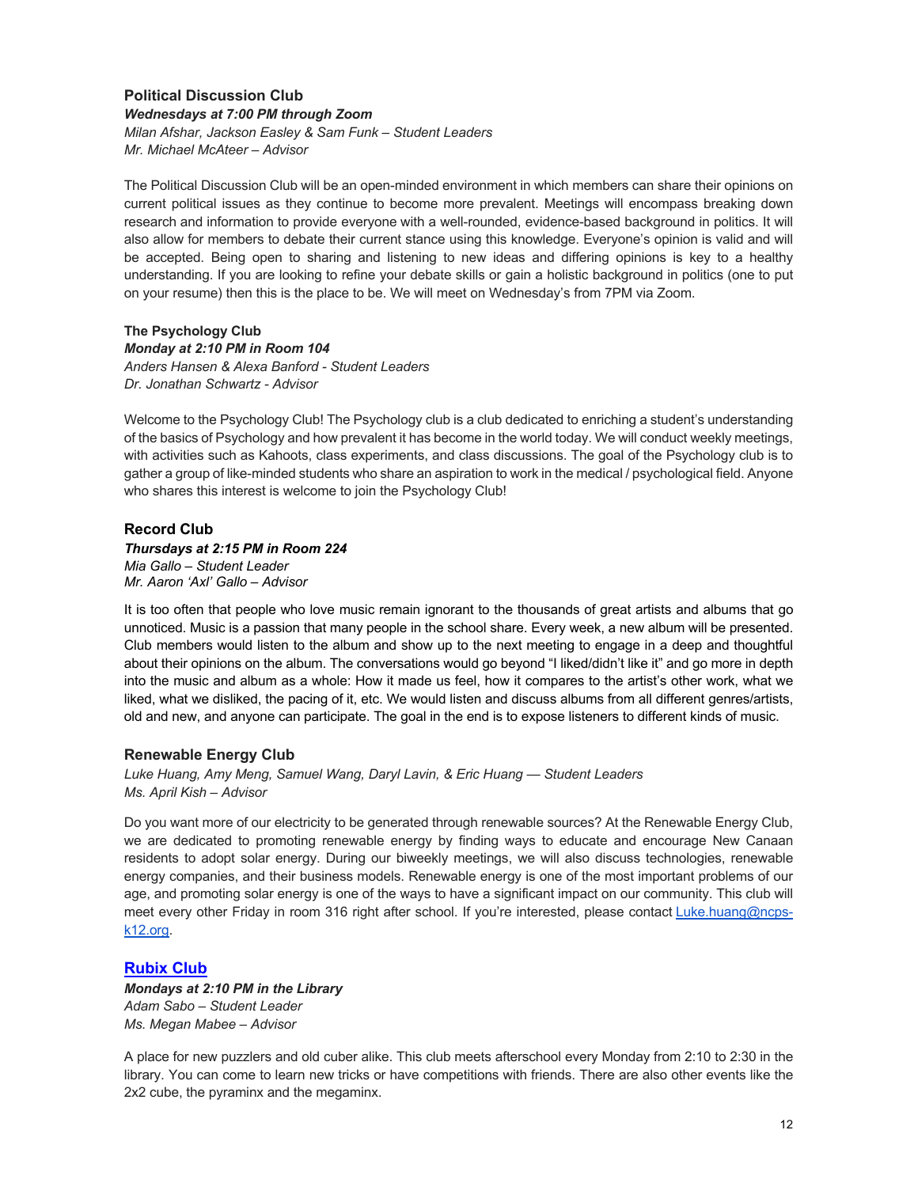### Political Discussion Club

***Wednesdays at 7:00 PM through Zoom***

*Milan Afshar, Jackson Easley & Sam Funk – Student Leaders*

*Mr. Michael McAteer – Advisor*

The Political Discussion Club will be an open-minded environment in which members can share their opinions on current political issues as they continue to become more prevalent. Meetings will encompass breaking down research and information to provide everyone with a well-rounded, evidence-based background in politics. It will also allow for members to debate their current stance using this knowledge. Everyone's opinion is valid and will be accepted. Being open to sharing and listening to new ideas and differing opinions is key to a healthy understanding. If you are looking to refine your debate skills or gain a holistic background in politics (one to put on your resume) then this is the place to be. We will meet on Wednesday's from 7PM via Zoom.

### The Psychology Club

***Monday at 2:10 PM in Room 104***

*Anders Hansen & Alexa Banford - Student Leaders*

*Dr. Jonathan Schwartz - Advisor*

Welcome to the Psychology Club! The Psychology club is a club dedicated to enriching a student's understanding of the basics of Psychology and how prevalent it has become in the world today. We will conduct weekly meetings, with activities such as Kahoots, class experiments, and class discussions. The goal of the Psychology club is to gather a group of like-minded students who share an aspiration to work in the medical / psychological field. Anyone who shares this interest is welcome to join the Psychology Club!

### Record Club

***Thursdays at 2:15 PM in Room 224***

*Mia Gallo – Student Leader*

*Mr. Aaron 'Axl' Gallo – Advisor*

It is too often that people who love music remain ignorant to the thousands of great artists and albums that go unnoticed. Music is a passion that many people in the school share. Every week, a new album will be presented. Club members would listen to the album and show up to the next meeting to engage in a deep and thoughtful about their opinions on the album. The conversations would go beyond "I liked/didn't like it" and go more in depth into the music and album as a whole: How it made us feel, how it compares to the artist's other work, what we liked, what we disliked, the pacing of it, etc. We would listen and discuss albums from all different genres/artists, old and new, and anyone can participate. The goal in the end is to expose listeners to different kinds of music.

### Renewable Energy Club

*Luke Huang, Amy Meng, Samuel Wang, Daryl Lavin, & Eric Huang — Student Leaders*

*Ms. April Kish – Advisor*

Do you want more of our electricity to be generated through renewable sources? At the Renewable Energy Club, we are dedicated to promoting renewable energy by finding ways to educate and encourage New Canaan residents to adopt solar energy. During our biweekly meetings, we will also discuss technologies, renewable energy companies, and their business models. Renewable energy is one of the most important problems of our age, and promoting solar energy is one of the ways to have a significant impact on our community. This club will meet every other Friday in room 316 right after school. If you're interested, please contact Luke.huang@ncps-k12.org.

### Rubix Club

***Mondays at 2:10 PM in the Library***

*Adam Sabo – Student Leader*

*Ms. Megan Mabee – Advisor*

A place for new puzzlers and old cuber alike. This club meets afterschool every Monday from 2:10 to 2:30 in the library. You can come to learn new tricks or have competitions with friends. There are also other events like the 2x2 cube, the pyraminx and the megaminx.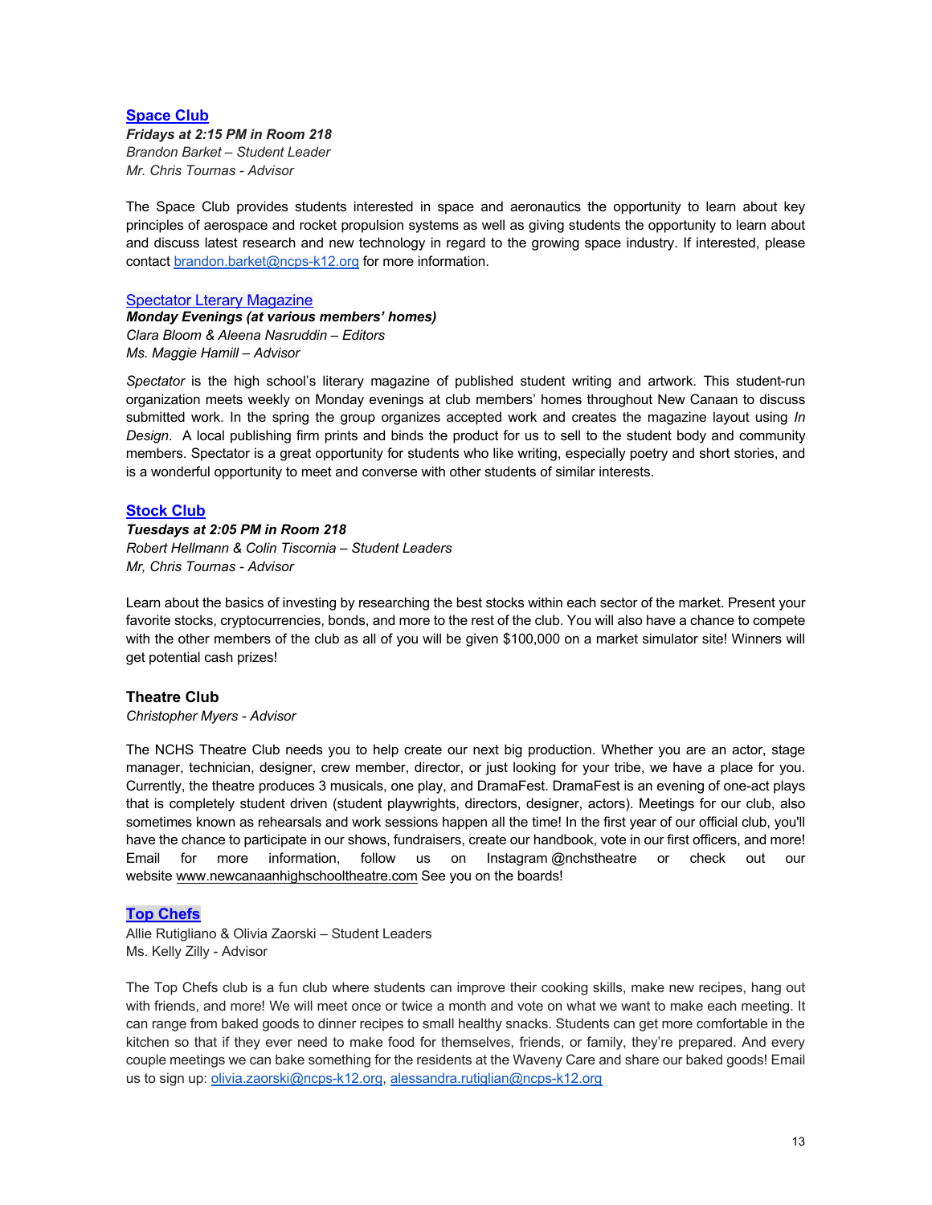### [Space Club]

***Fridays at 2:15 PM in Room 218***
*Brandon Barket – Student Leader*
*Mr. Chris Tournas - Advisor*

The Space Club provides students interested in space and aeronautics the opportunity to learn about key principles of aerospace and rocket propulsion systems as well as giving students the opportunity to learn about and discuss latest research and new technology in regard to the growing space industry. If interested, please contact brandon.barket@ncps-k12.org for more information.

### [Spectator Lterary Magazine]

***Monday Evenings (at various members' homes)***
*Clara Bloom & Aleena Nasruddin – Editors*
*Ms. Maggie Hamill – Advisor*

*Spectator* is the high school's literary magazine of published student writing and artwork. This student-run organization meets weekly on Monday evenings at club members' homes throughout New Canaan to discuss submitted work. In the spring the group organizes accepted work and creates the magazine layout using *In Design*. A local publishing firm prints and binds the product for us to sell to the student body and community members. Spectator is a great opportunity for students who like writing, especially poetry and short stories, and is a wonderful opportunity to meet and converse with other students of similar interests.

### [Stock Club]

***Tuesdays at 2:05 PM in Room 218***
*Robert Hellmann & Colin Tiscornia – Student Leaders*
*Mr, Chris Tournas - Advisor*

Learn about the basics of investing by researching the best stocks within each sector of the market. Present your favorite stocks, cryptocurrencies, bonds, and more to the rest of the club. You will also have a chance to compete with the other members of the club as all of you will be given $100,000 on a market simulator site! Winners will get potential cash prizes!

### Theatre Club

*Christopher Myers - Advisor*

The NCHS Theatre Club needs you to help create our next big production. Whether you are an actor, stage manager, technician, designer, crew member, director, or just looking for your tribe, we have a place for you. Currently, the theatre produces 3 musicals, one play, and DramaFest. DramaFest is an evening of one-act plays that is completely student driven (student playwrights, directors, designer, actors). Meetings for our club, also sometimes known as rehearsals and work sessions happen all the time! In the first year of our official club, you'll have the chance to participate in our shows, fundraisers, create our handbook, vote in our first officers, and more! Email for more information, follow us on Instagram @nchstheatre or check out our website www.newcanaanhighschooltheatre.com See you on the boards!

### [Top Chefs]

Allie Rutigliano & Olivia Zaorski – Student Leaders
Ms. Kelly Zilly - Advisor

The Top Chefs club is a fun club where students can improve their cooking skills, make new recipes, hang out with friends, and more! We will meet once or twice a month and vote on what we want to make each meeting. It can range from baked goods to dinner recipes to small healthy snacks. Students can get more comfortable in the kitchen so that if they ever need to make food for themselves, friends, or family, they're prepared. And every couple meetings we can bake something for the residents at the Waveny Care and share our baked goods! Email us to sign up: olivia.zaorski@ncps-k12.org, alessandra.rutiglian@ncps-k12.org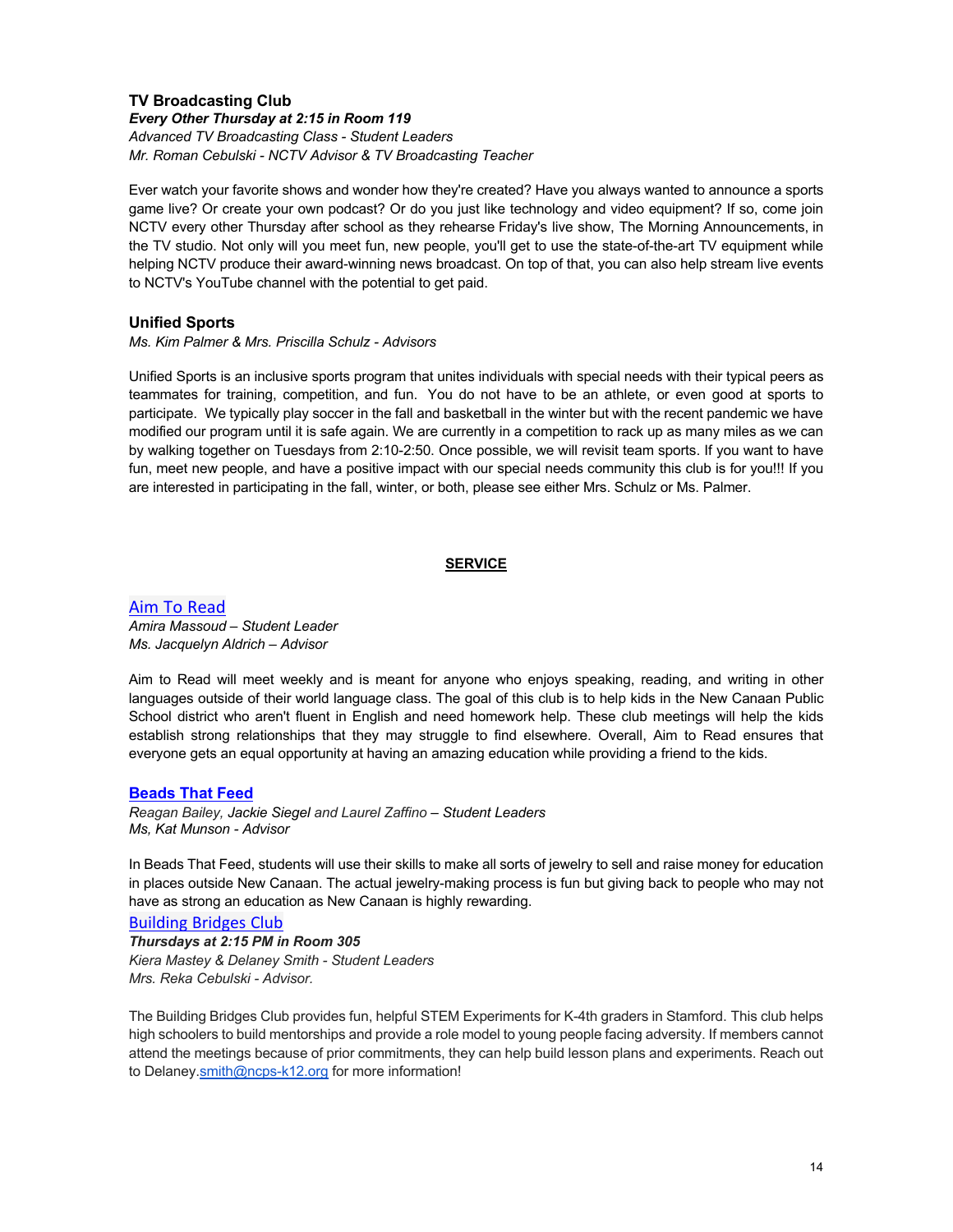### TV Broadcasting Club

***Every Other Thursday at 2:15 in Room 119***
*Advanced TV Broadcasting Class - Student Leaders*
*Mr. Roman Cebulski - NCTV Advisor & TV Broadcasting Teacher*

Ever watch your favorite shows and wonder how they're created? Have you always wanted to announce a sports game live? Or create your own podcast? Or do you just like technology and video equipment? If so, come join NCTV every other Thursday after school as they rehearse Friday's live show, The Morning Announcements, in the TV studio. Not only will you meet fun, new people, you'll get to use the state-of-the-art TV equipment while helping NCTV produce their award-winning news broadcast. On top of that, you can also help stream live events to NCTV's YouTube channel with the potential to get paid.

### Unified Sports

*Ms. Kim Palmer & Mrs. Priscilla Schulz - Advisors*

Unified Sports is an inclusive sports program that unites individuals with special needs with their typical peers as teammates for training, competition, and fun. You do not have to be an athlete, or even good at sports to participate. We typically play soccer in the fall and basketball in the winter but with the recent pandemic we have modified our program until it is safe again. We are currently in a competition to rack up as many miles as we can by walking together on Tuesdays from 2:10-2:50. Once possible, we will revisit team sports. If you want to have fun, meet new people, and have a positive impact with our special needs community this club is for you!!! If you are interested in participating in the fall, winter, or both, please see either Mrs. Schulz or Ms. Palmer.

## SERVICE

### Aim To Read

*Amira Massoud – Student Leader*
*Ms. Jacquelyn Aldrich – Advisor*

Aim to Read will meet weekly and is meant for anyone who enjoys speaking, reading, and writing in other languages outside of their world language class. The goal of this club is to help kids in the New Canaan Public School district who aren't fluent in English and need homework help. These club meetings will help the kids establish strong relationships that they may struggle to find elsewhere. Overall, Aim to Read ensures that everyone gets an equal opportunity at having an amazing education while providing a friend to the kids.

### Beads That Feed

*Reagan Bailey, Jackie Siegel and Laurel Zaffino – Student Leaders*
*Ms, Kat Munson - Advisor*

In Beads That Feed, students will use their skills to make all sorts of jewelry to sell and raise money for education in places outside New Canaan. The actual jewelry-making process is fun but giving back to people who may not have as strong an education as New Canaan is highly rewarding.

### Building Bridges Club

***Thursdays at 2:15 PM in Room 305***
*Kiera Mastey & Delaney Smith - Student Leaders*
*Mrs. Reka Cebulski - Advisor.*

The Building Bridges Club provides fun, helpful STEM Experiments for K-4th graders in Stamford. This club helps high schoolers to build mentorships and provide a role model to young people facing adversity. If members cannot attend the meetings because of prior commitments, they can help build lesson plans and experiments. Reach out to Delaney.smith@ncps-k12.org for more information!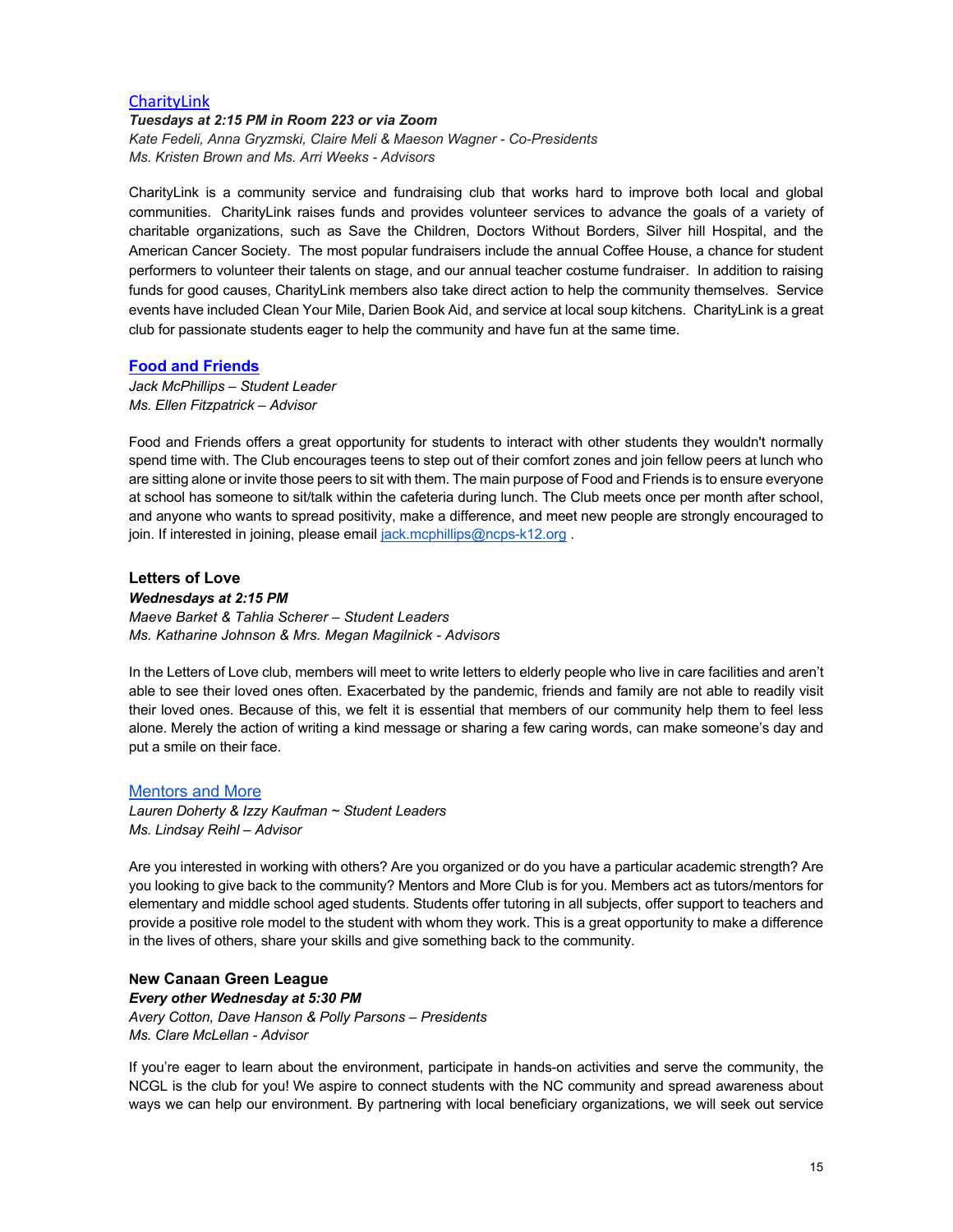### CharityLink

***Tuesdays at 2:15 PM in Room 223 or via Zoom***
*Kate Fedeli, Anna Gryzmski, Claire Meli & Maeson Wagner - Co-Presidents*
*Ms. Kristen Brown and Ms. Arri Weeks - Advisors*

CharityLink is a community service and fundraising club that works hard to improve both local and global communities. CharityLink raises funds and provides volunteer services to advance the goals of a variety of charitable organizations, such as Save the Children, Doctors Without Borders, Silver hill Hospital, and the American Cancer Society. The most popular fundraisers include the annual Coffee House, a chance for student performers to volunteer their talents on stage, and our annual teacher costume fundraiser. In addition to raising funds for good causes, CharityLink members also take direct action to help the community themselves. Service events have included Clean Your Mile, Darien Book Aid, and service at local soup kitchens. CharityLink is a great club for passionate students eager to help the community and have fun at the same time.

### Food and Friends

*Jack McPhillips – Student Leader*
*Ms. Ellen Fitzpatrick – Advisor*

Food and Friends offers a great opportunity for students to interact with other students they wouldn't normally spend time with. The Club encourages teens to step out of their comfort zones and join fellow peers at lunch who are sitting alone or invite those peers to sit with them. The main purpose of Food and Friends is to ensure everyone at school has someone to sit/talk within the cafeteria during lunch. The Club meets once per month after school, and anyone who wants to spread positivity, make a difference, and meet new people are strongly encouraged to join. If interested in joining, please email jack.mcphillips@ncps-k12.org .

### Letters of Love

***Wednesdays at 2:15 PM***
*Maeve Barket & Tahlia Scherer – Student Leaders*
*Ms. Katharine Johnson & Mrs. Megan Magilnick - Advisors*

In the Letters of Love club, members will meet to write letters to elderly people who live in care facilities and aren't able to see their loved ones often. Exacerbated by the pandemic, friends and family are not able to readily visit their loved ones. Because of this, we felt it is essential that members of our community help them to feel less alone. Merely the action of writing a kind message or sharing a few caring words, can make someone's day and put a smile on their face.

### Mentors and More

*Lauren Doherty & Izzy Kaufman ~ Student Leaders*
*Ms. Lindsay Reihl – Advisor*

Are you interested in working with others? Are you organized or do you have a particular academic strength? Are you looking to give back to the community? Mentors and More Club is for you. Members act as tutors/mentors for elementary and middle school aged students. Students offer tutoring in all subjects, offer support to teachers and provide a positive role model to the student with whom they work. This is a great opportunity to make a difference in the lives of others, share your skills and give something back to the community.

### New Canaan Green League

***Every other Wednesday at 5:30 PM***
*Avery Cotton, Dave Hanson & Polly Parsons – Presidents*
*Ms. Clare McLellan - Advisor*

If you're eager to learn about the environment, participate in hands-on activities and serve the community, the NCGL is the club for you! We aspire to connect students with the NC community and spread awareness about ways we can help our environment. By partnering with local beneficiary organizations, we will seek out service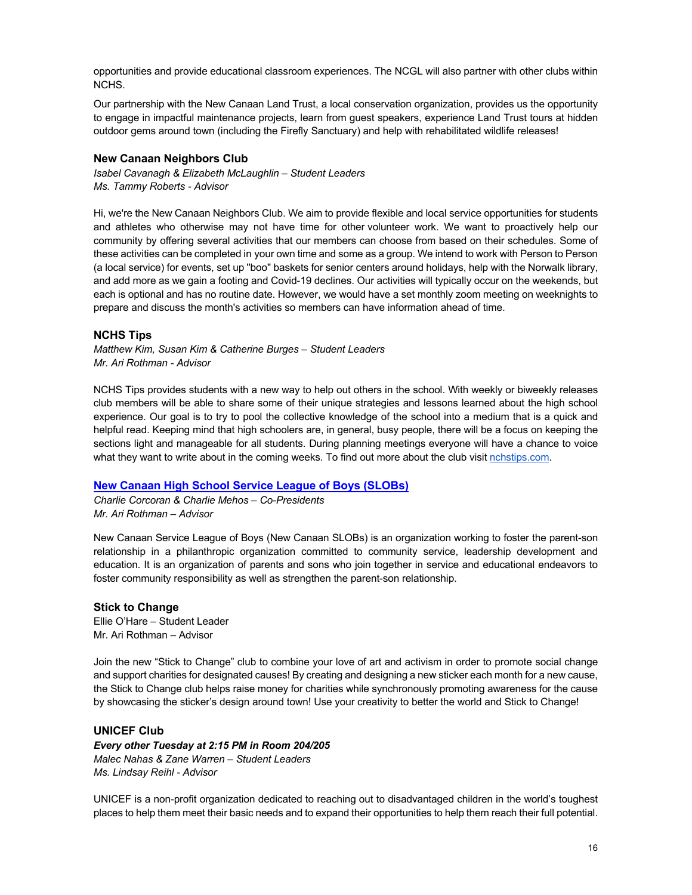opportunities and provide educational classroom experiences. The NCGL will also partner with other clubs within NCHS.

Our partnership with the New Canaan Land Trust, a local conservation organization, provides us the opportunity to engage in impactful maintenance projects, learn from guest speakers, experience Land Trust tours at hidden outdoor gems around town (including the Firefly Sanctuary) and help with rehabilitated wildlife releases!

### New Canaan Neighbors Club

*Isabel Cavanagh & Elizabeth McLaughlin – Student Leaders*
*Ms. Tammy Roberts - Advisor*

Hi, we're the New Canaan Neighbors Club. We aim to provide flexible and local service opportunities for students and athletes who otherwise may not have time for other volunteer work. We want to proactively help our community by offering several activities that our members can choose from based on their schedules. Some of these activities can be completed in your own time and some as a group. We intend to work with Person to Person (a local service) for events, set up "boo" baskets for senior centers around holidays, help with the Norwalk library, and add more as we gain a footing and Covid-19 declines. Our activities will typically occur on the weekends, but each is optional and has no routine date. However, we would have a set monthly zoom meeting on weeknights to prepare and discuss the month's activities so members can have information ahead of time.

### NCHS Tips

*Matthew Kim, Susan Kim & Catherine Burges – Student Leaders*
*Mr. Ari Rothman - Advisor*

NCHS Tips provides students with a new way to help out others in the school. With weekly or biweekly releases club members will be able to share some of their unique strategies and lessons learned about the high school experience. Our goal is to try to pool the collective knowledge of the school into a medium that is a quick and helpful read. Keeping mind that high schoolers are, in general, busy people, there will be a focus on keeping the sections light and manageable for all students. During planning meetings everyone will have a chance to voice what they want to write about in the coming weeks. To find out more about the club visit nchstips.com.

### New Canaan High School Service League of Boys (SLOBs)

*Charlie Corcoran & Charlie Mehos – Co-Presidents*
*Mr. Ari Rothman – Advisor*

New Canaan Service League of Boys (New Canaan SLOBs) is an organization working to foster the parent-son relationship in a philanthropic organization committed to community service, leadership development and education. It is an organization of parents and sons who join together in service and educational endeavors to foster community responsibility as well as strengthen the parent-son relationship.

### Stick to Change

Ellie O'Hare – Student Leader
Mr. Ari Rothman – Advisor

Join the new "Stick to Change" club to combine your love of art and activism in order to promote social change and support charities for designated causes! By creating and designing a new sticker each month for a new cause, the Stick to Change club helps raise money for charities while synchronously promoting awareness for the cause by showcasing the sticker's design around town! Use your creativity to better the world and Stick to Change!

### UNICEF Club

***Every other Tuesday at 2:15 PM in Room 204/205***
*Malec Nahas & Zane Warren – Student Leaders*
*Ms. Lindsay Reihl - Advisor*

UNICEF is a non-profit organization dedicated to reaching out to disadvantaged children in the world's toughest places to help them meet their basic needs and to expand their opportunities to help them reach their full potential.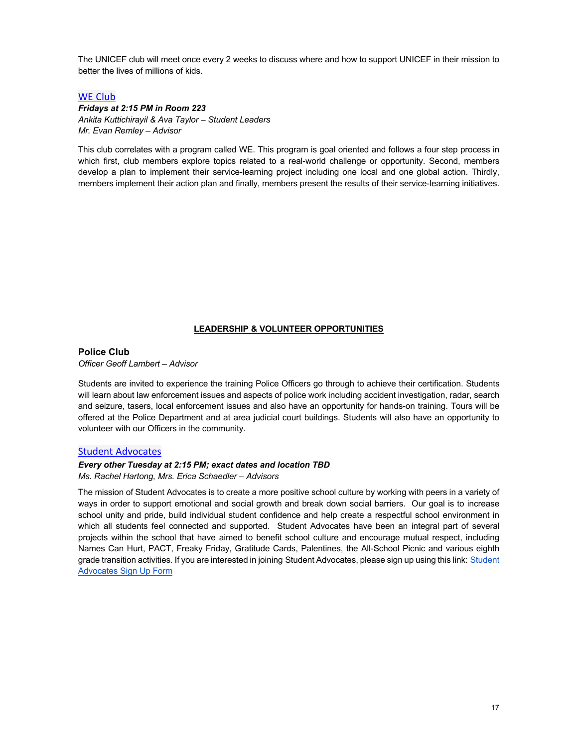The UNICEF club will meet once every 2 weeks to discuss where and how to support UNICEF in their mission to better the lives of millions of kids.

### WE Club

***Fridays at 2:15 PM in Room 223***
*Ankita Kuttichirayil & Ava Taylor – Student Leaders*
*Mr. Evan Remley – Advisor*

This club correlates with a program called WE. This program is goal oriented and follows a four step process in which first, club members explore topics related to a real-world challenge or opportunity. Second, members develop a plan to implement their service-learning project including one local and one global action. Thirdly, members implement their action plan and finally, members present the results of their service-learning initiatives.

## LEADERSHIP & VOLUNTEER OPPORTUNITIES

### Police Club

*Officer Geoff Lambert – Advisor*

Students are invited to experience the training Police Officers go through to achieve their certification. Students will learn about law enforcement issues and aspects of police work including accident investigation, radar, search and seizure, tasers, local enforcement issues and also have an opportunity for hands-on training. Tours will be offered at the Police Department and at area judicial court buildings. Students will also have an opportunity to volunteer with our Officers in the community.

### Student Advocates

***Every other Tuesday at 2:15 PM; exact dates and location TBD***
*Ms. Rachel Hartong, Mrs. Erica Schaedler – Advisors*

The mission of Student Advocates is to create a more positive school culture by working with peers in a variety of ways in order to support emotional and social growth and break down social barriers. Our goal is to increase school unity and pride, build individual student confidence and help create a respectful school environment in which all students feel connected and supported. Student Advocates have been an integral part of several projects within the school that have aimed to benefit school culture and encourage mutual respect, including Names Can Hurt, PACT, Freaky Friday, Gratitude Cards, Palentines, the All-School Picnic and various eighth grade transition activities. If you are interested in joining Student Advocates, please sign up using this link: Student Advocates Sign Up Form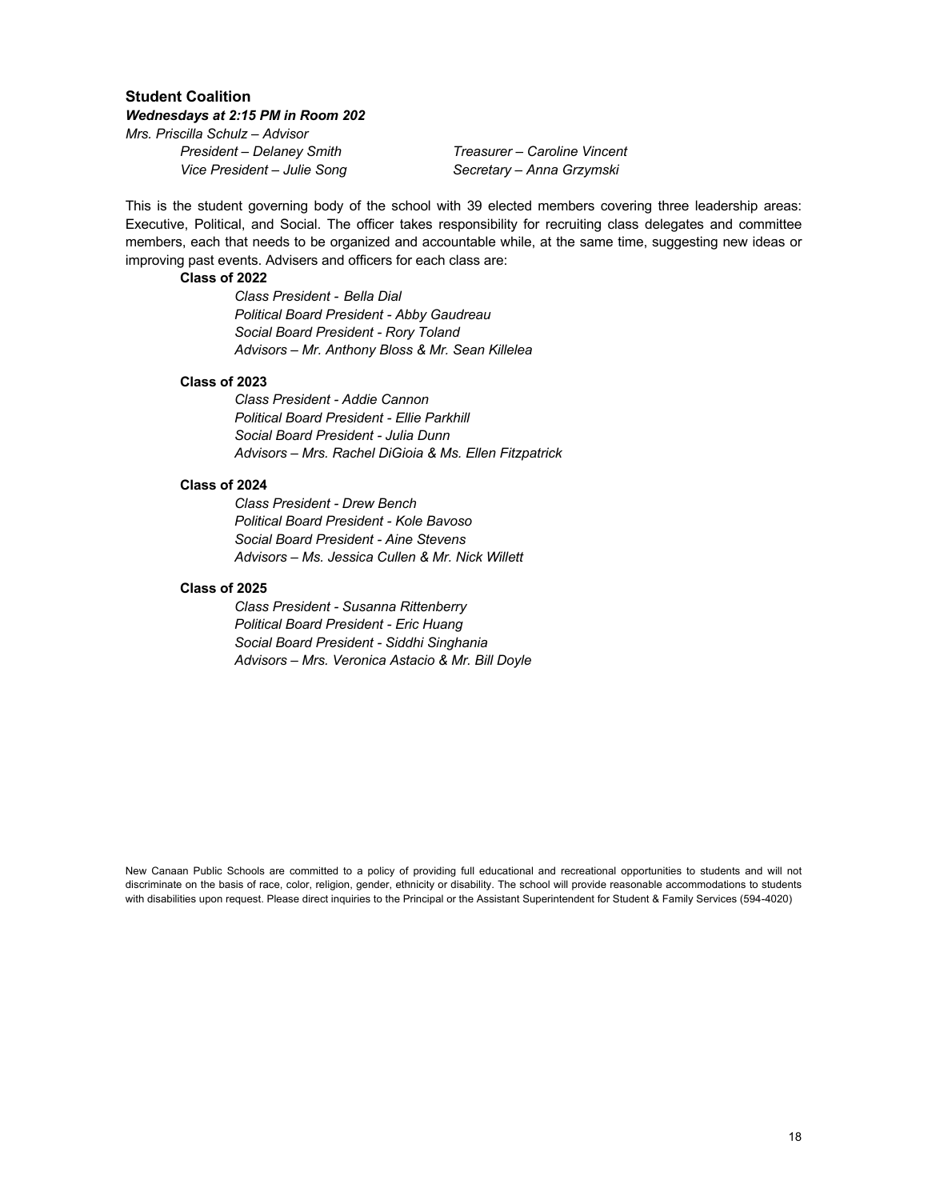### Student Coalition

***Wednesdays at 2:15 PM in Room 202***

*Mrs. Priscilla Schulz – Advisor*

*President – Delaney Smith*
*Vice President – Julie Song*
*Treasurer – Caroline Vincent*
*Secretary – Anna Grzymski*

This is the student governing body of the school with 39 elected members covering three leadership areas: Executive, Political, and Social. The officer takes responsibility for recruiting class delegates and committee members, each that needs to be organized and accountable while, at the same time, suggesting new ideas or improving past events. Advisers and officers for each class are:

**Class of 2022**

*Class President - Bella Dial*
*Political Board President - Abby Gaudreau*
*Social Board President - Rory Toland*
*Advisors – Mr. Anthony Bloss & Mr. Sean Killelea*

**Class of 2023**

*Class President - Addie Cannon*
*Political Board President - Ellie Parkhill*
*Social Board President - Julia Dunn*
*Advisors – Mrs. Rachel DiGioia & Ms. Ellen Fitzpatrick*

**Class of 2024**

*Class President - Drew Bench*
*Political Board President - Kole Bavoso*
*Social Board President - Aine Stevens*
*Advisors – Ms. Jessica Cullen & Mr. Nick Willett*

**Class of 2025**

*Class President - Susanna Rittenberry*
*Political Board President - Eric Huang*
*Social Board President - Siddhi Singhania*
*Advisors – Mrs. Veronica Astacio & Mr. Bill Doyle*

New Canaan Public Schools are committed to a policy of providing full educational and recreational opportunities to students and will not discriminate on the basis of race, color, religion, gender, ethnicity or disability. The school will provide reasonable accommodations to students with disabilities upon request. Please direct inquiries to the Principal or the Assistant Superintendent for Student & Family Services (594-4020)